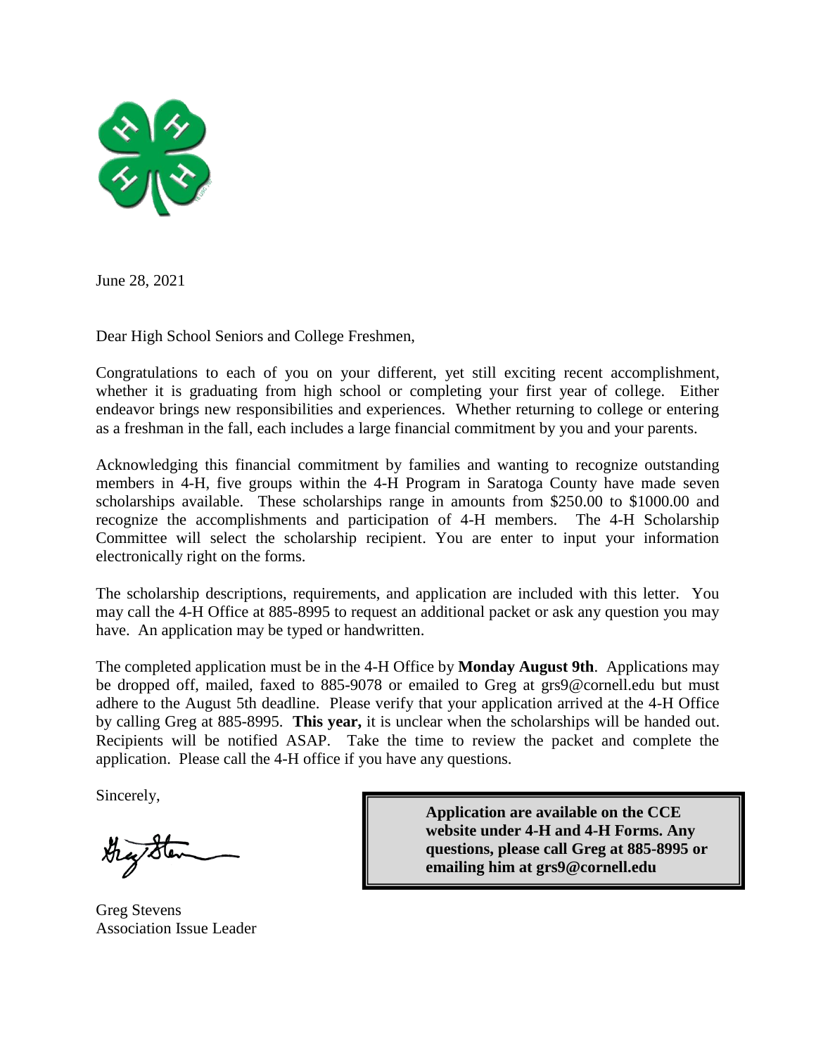June 28, 2021

Dear High School Seniors and College Freshmen,

Congratulations to each of you on your different, yet still exciting recent accomplishment, whether it is graduating from high school or completing your first year of college. Either endeavor brings new responsibilities and experiences. Whether returning to college or entering as a freshman in the fall, each includes a large financial commitment by you and your parents.

Acknowledging this financial commitment by families and wanting to recognize outstanding members in 4-H, five groups within the 4-H Program in Saratoga County have made seven scholarships available. These scholarships range in amounts from $250.00 to $1000.00 and recognize the accomplishments and participation of 4-H members. The 4-H Scholarship Committee will select the scholarship recipient. You are enter to input your information electronically right on the forms.

The scholarship descriptions, requirements, and application are included with this letter. You may call the 4-H Office at 885-8995 to request an additional packet or ask any question you may have. An application may be typed or handwritten.

The completed application must be in the 4-H Office by **Monday August 9th**. Applications may be dropped off, mailed, faxed to 885-9078 or emailed to Greg at grs9@cornell.edu but must adhere to the August 5th deadline. Please verify that your application arrived at the 4-H Office by calling Greg at 885-8995. **This year,** it is unclear when the scholarships will be handed out. Recipients will be notified ASAP. Take the time to review the packet and complete the application. Please call the 4-H office if you have any questions.

Sincerely,

Greg Stevens
Association Issue Leader

**Application are available on the CCE website under 4-H and 4-H Forms. Any questions, please call Greg at 885-8995 or emailing him at grs9@cornell.edu**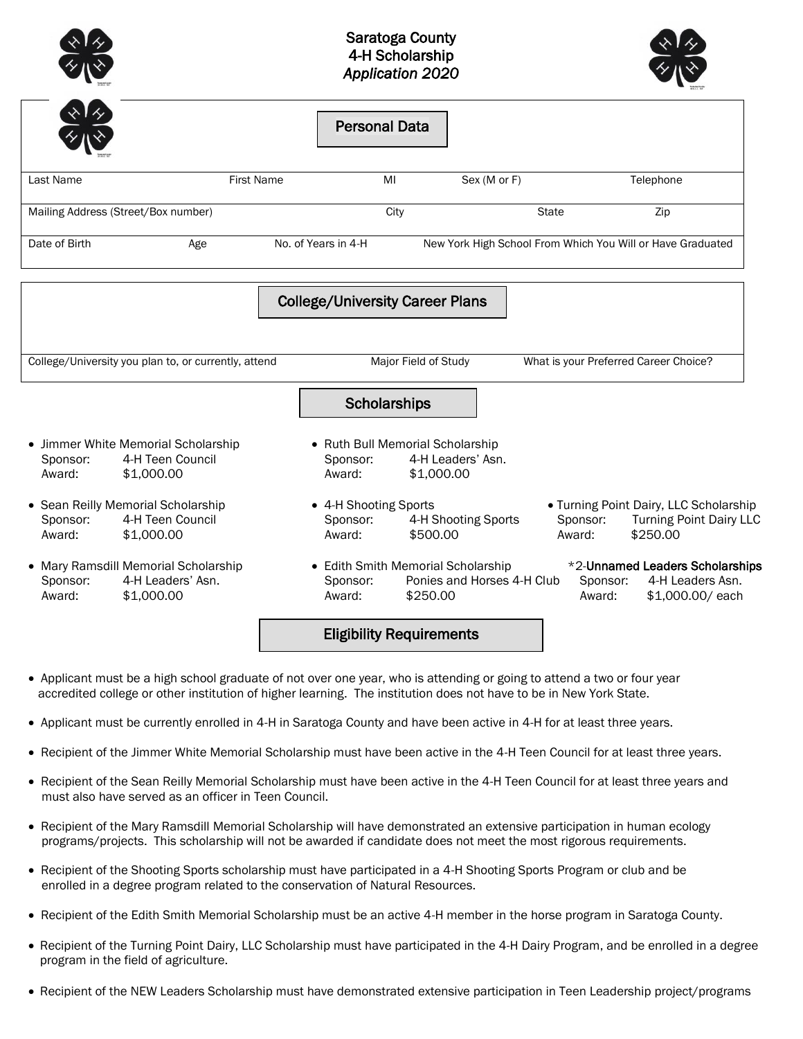# Saratoga County
# 4-H Scholarship
# *Application 2020*

## Personal Data

| Last Name | First Name | MI | Sex (M or F) | Telephone |
|---|---|---|---|---|
| | | | | |

| Mailing Address (Street/Box number) | City | State | Zip |
|---|---|---|---|
| | | | |

| Date of Birth | Age | No. of Years in 4-H | New York High School From Which You Will or Have Graduated |
|---|---|---|---|
| | | | |

## College/University Career Plans

| College/University you plan to, or currently, attend | Major Field of Study | What is your Preferred Career Choice? |
|---|---|---|
| | | |

## Scholarships

- Jimmer White Memorial Scholarship
  Sponsor: 4-H Teen Council
  Award: $1,000.00
- Sean Reilly Memorial Scholarship
  Sponsor: 4-H Teen Council
  Award: $1,000.00
- Mary Ramsdill Memorial Scholarship
  Sponsor: 4-H Leaders' Asn.
  Award: $1,000.00
- Ruth Bull Memorial Scholarship
  Sponsor: 4-H Leaders' Asn.
  Award: $1,000.00
- 4-H Shooting Sports
  Sponsor: 4-H Shooting Sports
  Award: $500.00
- Edith Smith Memorial Scholarship
  Sponsor: Ponies and Horses 4-H Club
  Award: $250.00
- Turning Point Dairy, LLC Scholarship
  Sponsor: Turning Point Dairy LLC
  Award: $250.00

*2-**Unnamed Leaders Scholarships**
Sponsor: 4-H Leaders Asn.
Award: $1,000.00/ each

## Eligibility Requirements

- Applicant must be a high school graduate of not over one year, who is attending or going to attend a two or four year accredited college or other institution of higher learning. The institution does not have to be in New York State.
- Applicant must be currently enrolled in 4-H in Saratoga County and have been active in 4-H for at least three years.
- Recipient of the Jimmer White Memorial Scholarship must have been active in the 4-H Teen Council for at least three years.
- Recipient of the Sean Reilly Memorial Scholarship must have been active in the 4-H Teen Council for at least three years and must also have served as an officer in Teen Council.
- Recipient of the Mary Ramsdill Memorial Scholarship will have demonstrated an extensive participation in human ecology programs/projects. This scholarship will not be awarded if candidate does not meet the most rigorous requirements.
- Recipient of the Shooting Sports scholarship must have participated in a 4-H Shooting Sports Program or club and be enrolled in a degree program related to the conservation of Natural Resources.
- Recipient of the Edith Smith Memorial Scholarship must be an active 4-H member in the horse program in Saratoga County.
- Recipient of the Turning Point Dairy, LLC Scholarship must have participated in the 4-H Dairy Program, and be enrolled in a degree program in the field of agriculture.
- Recipient of the NEW Leaders Scholarship must have demonstrated extensive participation in Teen Leadership project/programs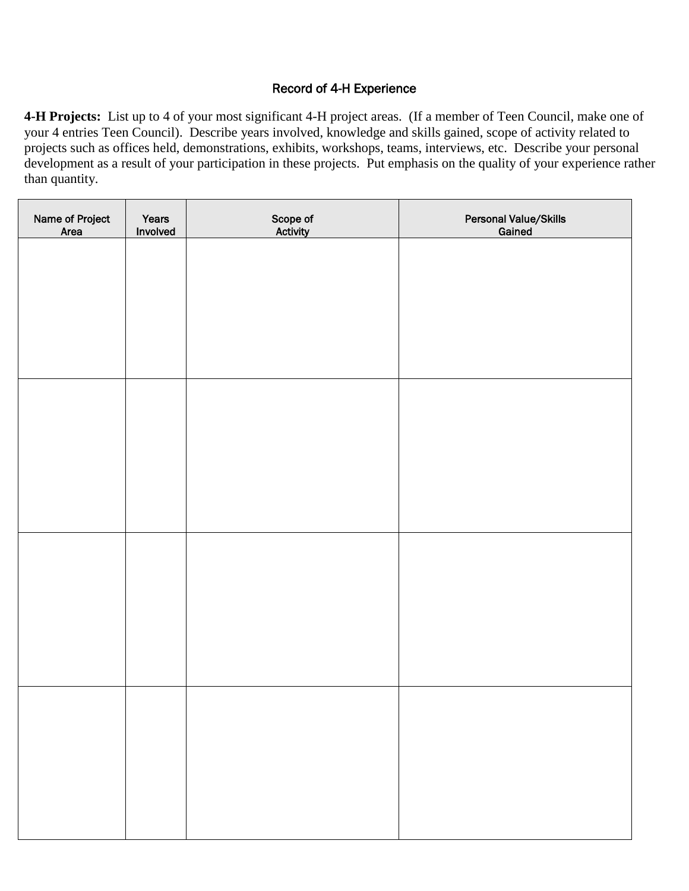## Record of 4-H Experience

**4-H Projects:** List up to 4 of your most significant 4-H project areas. (If a member of Teen Council, make one of your 4 entries Teen Council). Describe years involved, knowledge and skills gained, scope of activity related to projects such as offices held, demonstrations, exhibits, workshops, teams, interviews, etc. Describe your personal development as a result of your participation in these projects. Put emphasis on the quality of your experience rather than quantity.

| Name of Project Area | Years Involved | Scope of Activity | Personal Value/Skills Gained |
|---|---|---|---|
| | | | |
| | | | |
| | | | |
| | | | |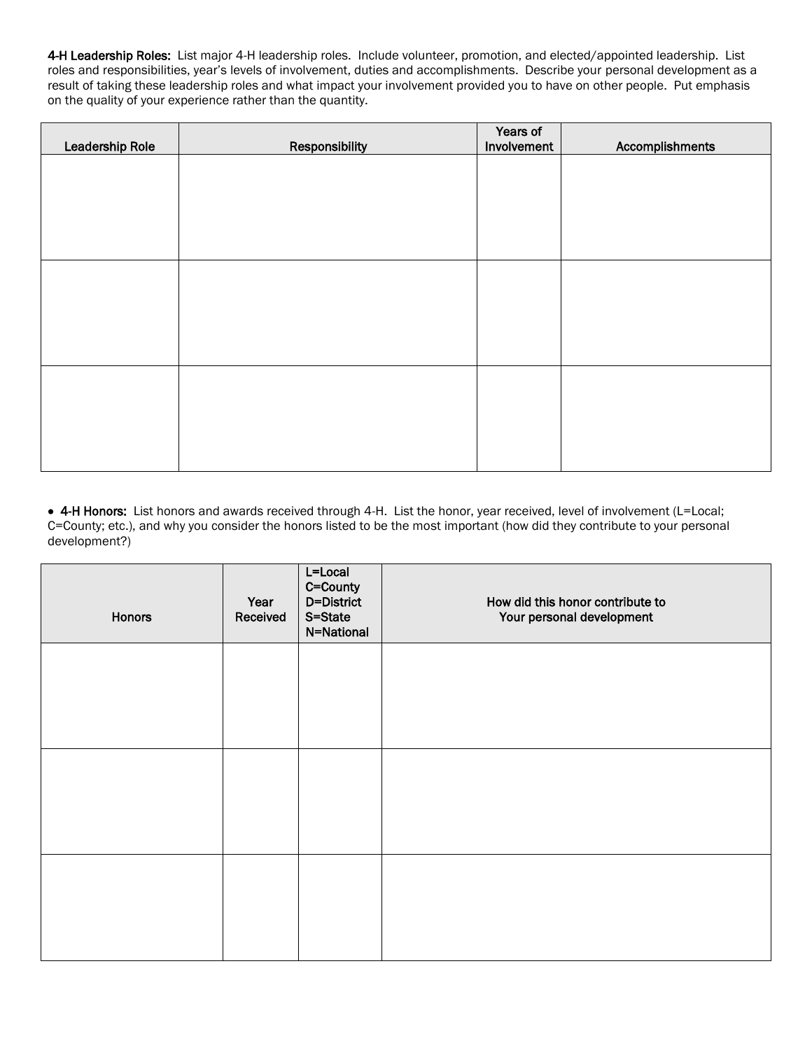**4-H Leadership Roles:** List major 4-H leadership roles. Include volunteer, promotion, and elected/appointed leadership. List roles and responsibilities, year's levels of involvement, duties and accomplishments. Describe your personal development as a result of taking these leadership roles and what impact your involvement provided you to have on other people. Put emphasis on the quality of your experience rather than the quantity.

| Leadership Role | Responsibility | Years of Involvement | Accomplishments |
|---|---|---|---|
| | | | |
| | | | |
| | | | |

- **4-H Honors:** List honors and awards received through 4-H. List the honor, year received, level of involvement (L=Local; C=County; etc.), and why you consider the honors listed to be the most important (how did they contribute to your personal development?)

| Honors | Year Received | L=Local C=County D=District S=State N=National | How did this honor contribute to Your personal development |
|---|---|---|---|
| | | | |
| | | | |
| | | | |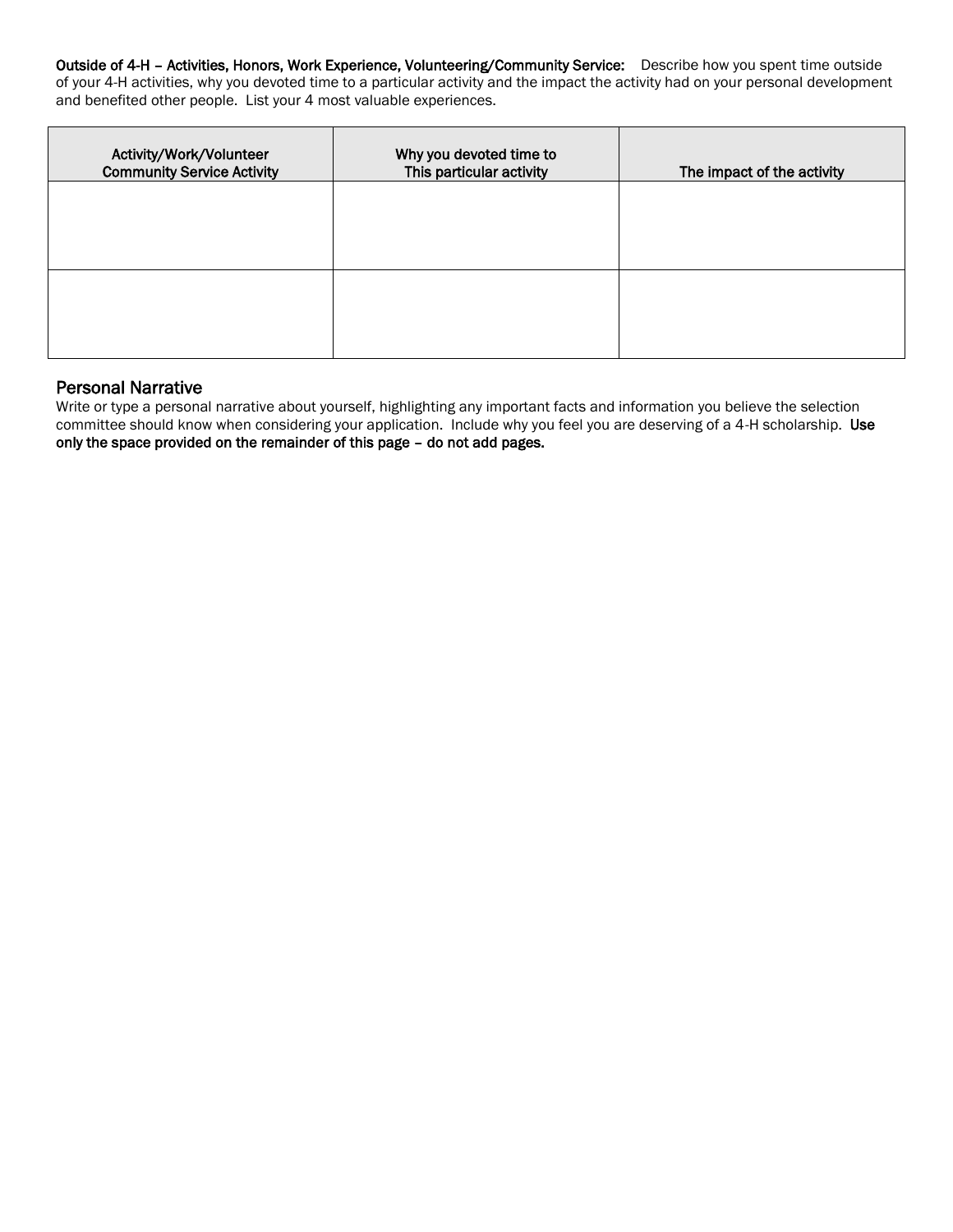**Outside of 4-H – Activities, Honors, Work Experience, Volunteering/Community Service:** Describe how you spent time outside of your 4-H activities, why you devoted time to a particular activity and the impact the activity had on your personal development and benefited other people. List your 4 most valuable experiences.

| Activity/Work/Volunteer Community Service Activity | Why you devoted time to This particular activity | The impact of the activity |
|---|---|---|
| | | |
| | | |

## Personal Narrative

Write or type a personal narrative about yourself, highlighting any important facts and information you believe the selection committee should know when considering your application. Include why you feel you are deserving of a 4-H scholarship. **Use only the space provided on the remainder of this page – do not add pages.**